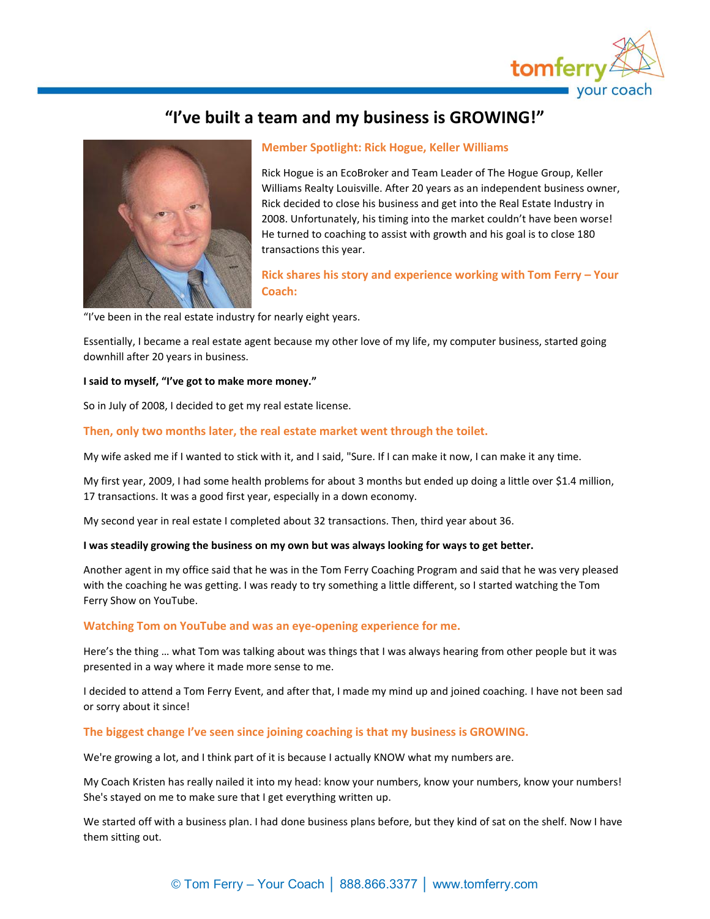# "I've built a team and my business is GROWING!"

## Member Spotlight: Rick Hogue, Keller Williams

Rick Hogue is an EcoBroker and Team Leader of The Hogue Group, Keller Williams Realty Louisville. After 20 years as an independent business owner, Rick decided to close his business and get into the Real Estate Industry in 2008. Unfortunately, his timing into the market couldn't have been worse! He turned to coaching to assist with growth and his goal is to close 180 transactions this year.

## Rick shares his story and experience working with Tom Ferry – Your Coach:

"I've been in the real estate industry for nearly eight years.

Essentially, I became a real estate agent because my other love of my life, my computer business, started going downhill after 20 years in business.

**I said to myself, "I've got to make more money."**

So in July of 2008, I decided to get my real estate license.

### Then, only two months later, the real estate market went through the toilet.

My wife asked me if I wanted to stick with it, and I said, "Sure. If I can make it now, I can make it any time.

My first year, 2009, I had some health problems for about 3 months but ended up doing a little over $1.4 million, 17 transactions. It was a good first year, especially in a down economy.

My second year in real estate I completed about 32 transactions. Then, third year about 36.

**I was steadily growing the business on my own but was always looking for ways to get better.**

Another agent in my office said that he was in the Tom Ferry Coaching Program and said that he was very pleased with the coaching he was getting. I was ready to try something a little different, so I started watching the Tom Ferry Show on YouTube.

### Watching Tom on YouTube and was an eye-opening experience for me.

Here's the thing … what Tom was talking about was things that I was always hearing from other people but it was presented in a way where it made more sense to me.

I decided to attend a Tom Ferry Event, and after that, I made my mind up and joined coaching. I have not been sad or sorry about it since!

### The biggest change I've seen since joining coaching is that my business is GROWING.

We're growing a lot, and I think part of it is because I actually KNOW what my numbers are.

My Coach Kristen has really nailed it into my head: know your numbers, know your numbers, know your numbers! She's stayed on me to make sure that I get everything written up.

We started off with a business plan. I had done business plans before, but they kind of sat on the shelf. Now I have them sitting out.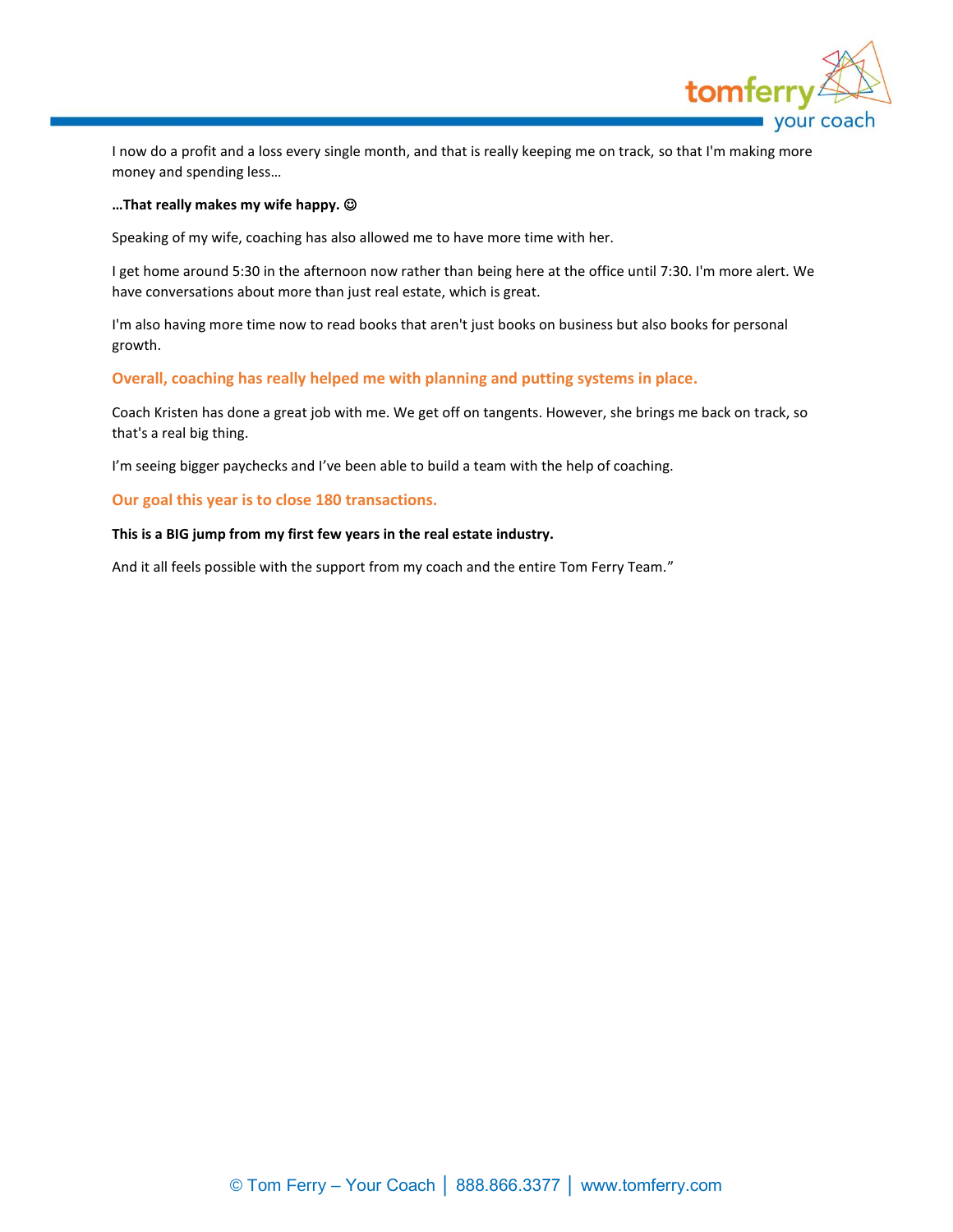I now do a profit and a loss every single month, and that is really keeping me on track, so that I'm making more money and spending less…

**…That really makes my wife happy. ☺**

Speaking of my wife, coaching has also allowed me to have more time with her.

I get home around 5:30 in the afternoon now rather than being here at the office until 7:30. I'm more alert. We have conversations about more than just real estate, which is great.

I'm also having more time now to read books that aren't just books on business but also books for personal growth.

**Overall, coaching has really helped me with planning and putting systems in place.**

Coach Kristen has done a great job with me. We get off on tangents. However, she brings me back on track, so that's a real big thing.

I'm seeing bigger paychecks and I've been able to build a team with the help of coaching.

**Our goal this year is to close 180 transactions.**

**This is a BIG jump from my first few years in the real estate industry.**

And it all feels possible with the support from my coach and the entire Tom Ferry Team."